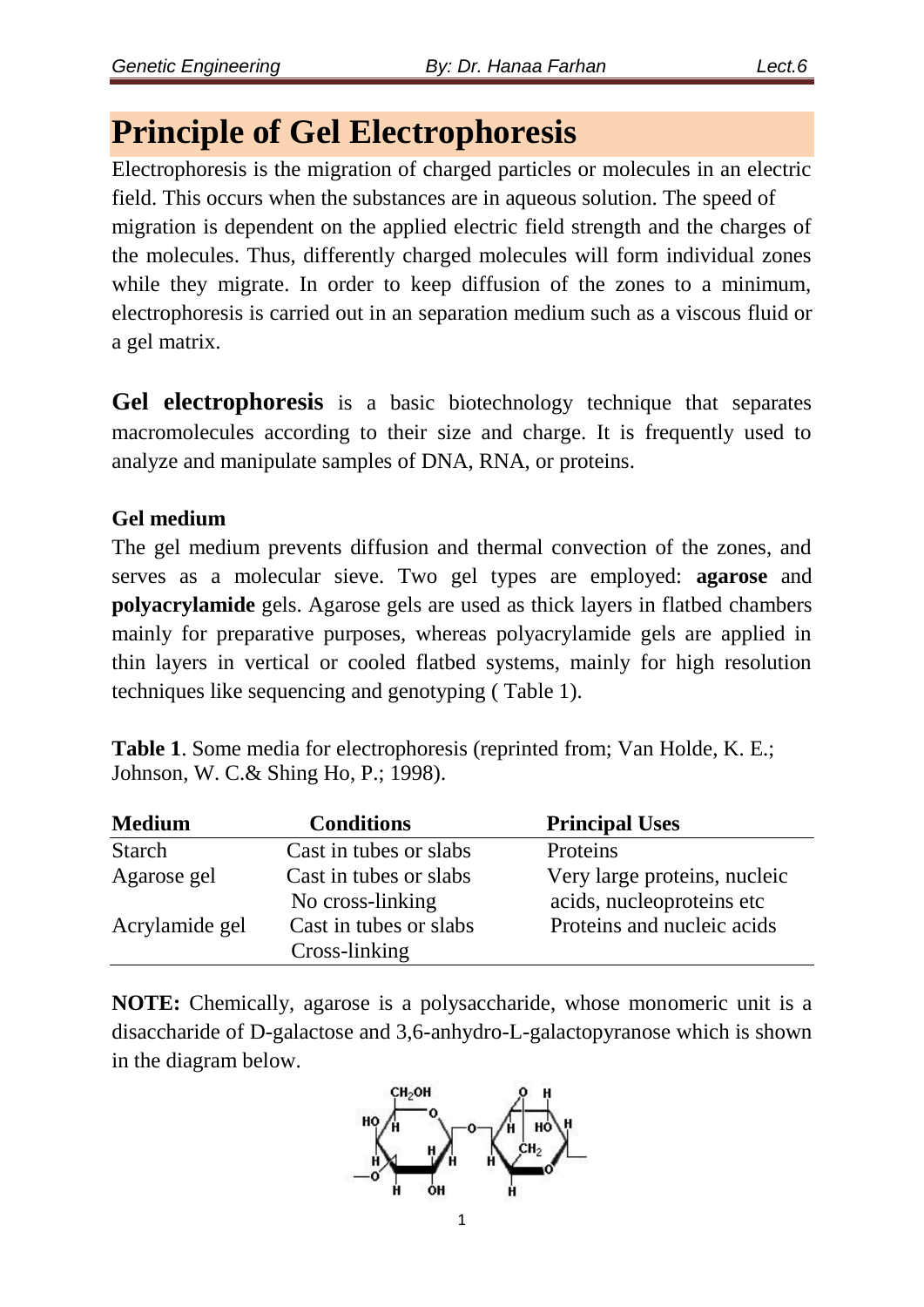# Principle of Gel Electrophoresis

Electrophoresis is the migration of charged particles or molecules in an electric field. This occurs when the substances are in aqueous solution. The speed of migration is dependent on the applied electric field strength and the charges of the molecules. Thus, differently charged molecules will form individual zones while they migrate. In order to keep diffusion of the zones to a minimum, electrophoresis is carried out in an separation medium such as a viscous fluid or a gel matrix.

**Gel electrophoresis** is a basic biotechnology technique that separates macromolecules according to their size and charge. It is frequently used to analyze and manipulate samples of DNA, RNA, or proteins.

**Gel medium**

The gel medium prevents diffusion and thermal convection of the zones, and serves as a molecular sieve. Two gel types are employed: **agarose** and **polyacrylamide** gels. Agarose gels are used as thick layers in flatbed chambers mainly for preparative purposes, whereas polyacrylamide gels are applied in thin layers in vertical or cooled flatbed systems, mainly for high resolution techniques like sequencing and genotyping ( Table 1).

**Table 1**. Some media for electrophoresis (reprinted from; Van Holde, K. E.; Johnson, W. C.& Shing Ho, P.; 1998).

| Medium | Conditions | Principal Uses |
|---|---|---|
| Starch | Cast in tubes or slabs | Proteins |
| Agarose gel | Cast in tubes or slabs<br>No cross-linking | Very large proteins, nucleic acids, nucleoproteins etc |
| Acrylamide gel | Cast in tubes or slabs<br>Cross-linking | Proteins and nucleic acids |

**NOTE:** Chemically, agarose is a polysaccharide, whose monomeric unit is a disaccharide of D-galactose and 3,6-anhydro-L-galactopyranose which is shown in the diagram below.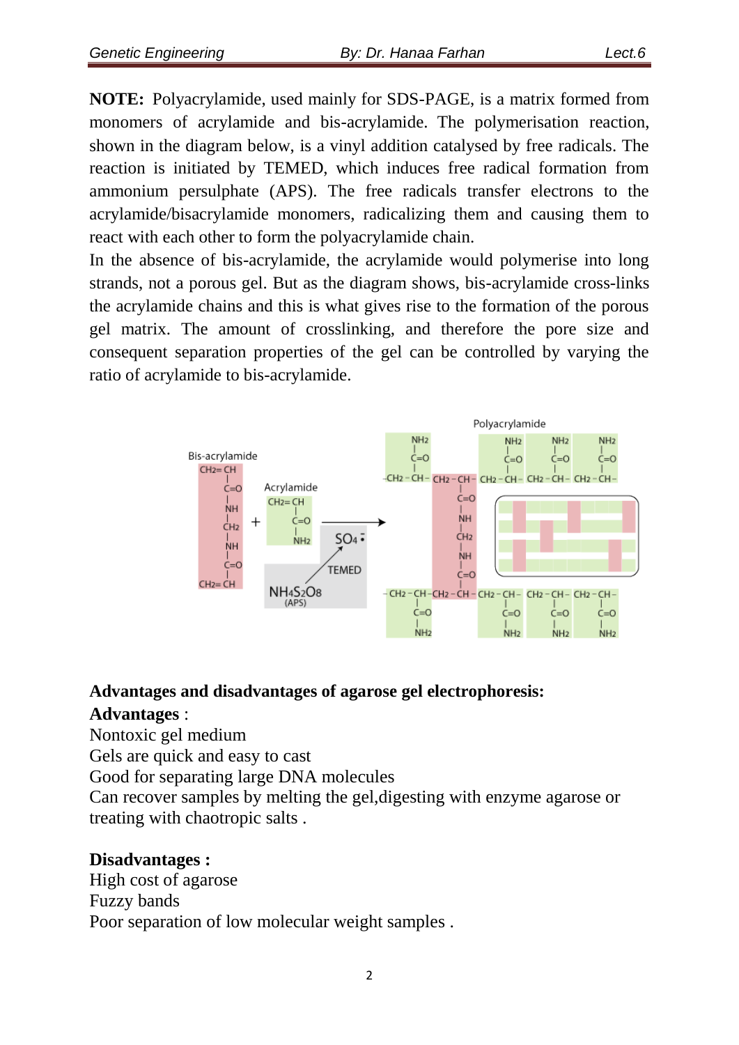**NOTE:** Polyacrylamide, used mainly for SDS-PAGE, is a matrix formed from monomers of acrylamide and bis-acrylamide. The polymerisation reaction, shown in the diagram below, is a vinyl addition catalysed by free radicals. The reaction is initiated by TEMED, which induces free radical formation from ammonium persulphate (APS). The free radicals transfer electrons to the acrylamide/bisacrylamide monomers, radicalizing them and causing them to react with each other to form the polyacrylamide chain.

In the absence of bis-acrylamide, the acrylamide would polymerise into long strands, not a porous gel. But as the diagram shows, bis-acrylamide cross-links the acrylamide chains and this is what gives rise to the formation of the porous gel matrix. The amount of crosslinking, and therefore the pore size and consequent separation properties of the gel can be controlled by varying the ratio of acrylamide to bis-acrylamide.

**Advantages and disadvantages of agarose gel electrophoresis:**

**Advantages** :

Nontoxic gel medium

Gels are quick and easy to cast

Good for separating large DNA molecules

Can recover samples by melting the gel,digesting with enzyme agarose or treating with chaotropic salts .

**Disadvantages :**

High cost of agarose

Fuzzy bands

Poor separation of low molecular weight samples .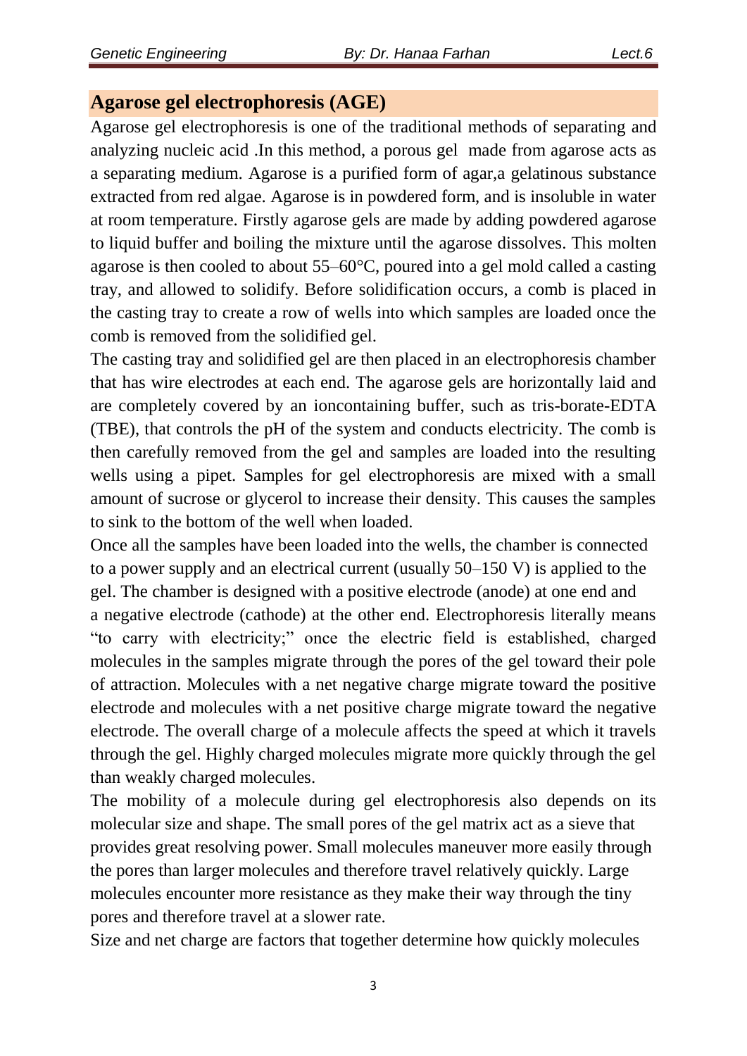## Agarose gel electrophoresis (AGE)

Agarose gel electrophoresis is one of the traditional methods of separating and analyzing nucleic acid .In this method, a porous gel made from agarose acts as a separating medium. Agarose is a purified form of agar,a gelatinous substance extracted from red algae. Agarose is in powdered form, and is insoluble in water at room temperature. Firstly agarose gels are made by adding powdered agarose to liquid buffer and boiling the mixture until the agarose dissolves. This molten agarose is then cooled to about 55–60°C, poured into a gel mold called a casting tray, and allowed to solidify. Before solidification occurs, a comb is placed in the casting tray to create a row of wells into which samples are loaded once the comb is removed from the solidified gel.

The casting tray and solidified gel are then placed in an electrophoresis chamber that has wire electrodes at each end. The agarose gels are horizontally laid and are completely covered by an ioncontaining buffer, such as tris-borate-EDTA (TBE), that controls the pH of the system and conducts electricity. The comb is then carefully removed from the gel and samples are loaded into the resulting wells using a pipet. Samples for gel electrophoresis are mixed with a small amount of sucrose or glycerol to increase their density. This causes the samples to sink to the bottom of the well when loaded.

Once all the samples have been loaded into the wells, the chamber is connected to a power supply and an electrical current (usually 50–150 V) is applied to the gel. The chamber is designed with a positive electrode (anode) at one end and a negative electrode (cathode) at the other end. Electrophoresis literally means "to carry with electricity;" once the electric field is established, charged molecules in the samples migrate through the pores of the gel toward their pole of attraction. Molecules with a net negative charge migrate toward the positive electrode and molecules with a net positive charge migrate toward the negative electrode. The overall charge of a molecule affects the speed at which it travels through the gel. Highly charged molecules migrate more quickly through the gel than weakly charged molecules.

The mobility of a molecule during gel electrophoresis also depends on its molecular size and shape. The small pores of the gel matrix act as a sieve that provides great resolving power. Small molecules maneuver more easily through the pores than larger molecules and therefore travel relatively quickly. Large molecules encounter more resistance as they make their way through the tiny pores and therefore travel at a slower rate.

Size and net charge are factors that together determine how quickly molecules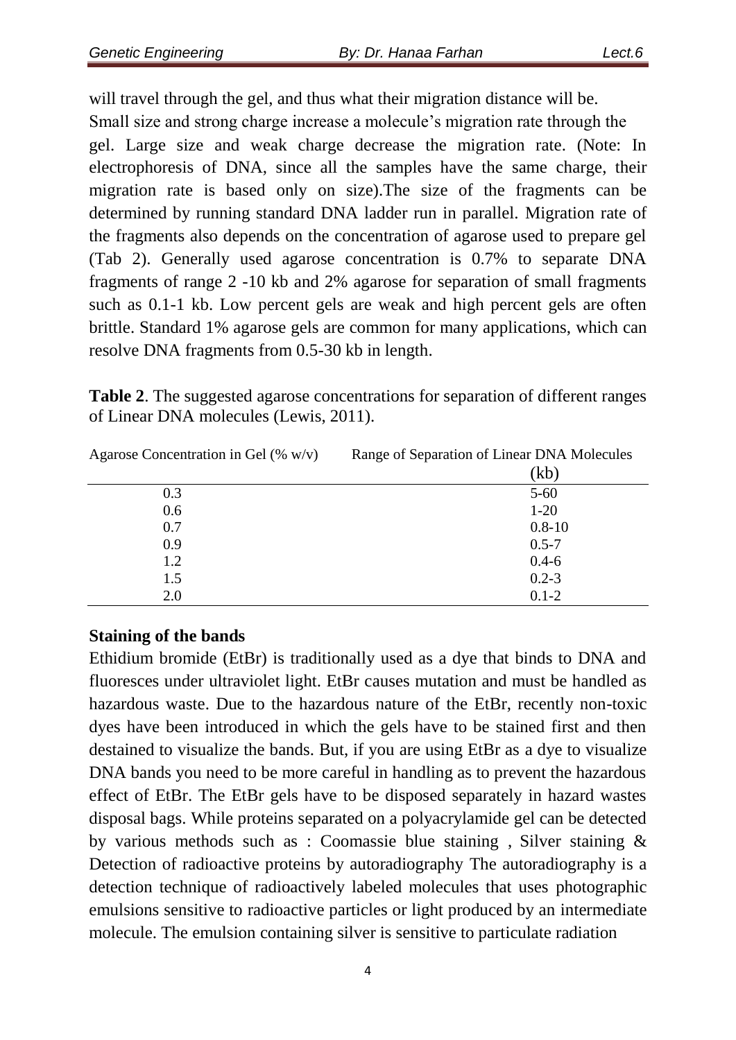will travel through the gel, and thus what their migration distance will be. Small size and strong charge increase a molecule's migration rate through the gel. Large size and weak charge decrease the migration rate. (Note: In electrophoresis of DNA, since all the samples have the same charge, their migration rate is based only on size).The size of the fragments can be determined by running standard DNA ladder run in parallel. Migration rate of the fragments also depends on the concentration of agarose used to prepare gel (Tab 2). Generally used agarose concentration is 0.7% to separate DNA fragments of range 2 -10 kb and 2% agarose for separation of small fragments such as 0.1-1 kb. Low percent gels are weak and high percent gels are often brittle. Standard 1% agarose gels are common for many applications, which can resolve DNA fragments from 0.5-30 kb in length.

**Table 2**. The suggested agarose concentrations for separation of different ranges of Linear DNA molecules (Lewis, 2011).

| Agarose Concentration in Gel (% w/v) | Range of Separation of Linear DNA Molecules (kb) |
|---|---|
| 0.3 | 5-60 |
| 0.6 | 1-20 |
| 0.7 | 0.8-10 |
| 0.9 | 0.5-7 |
| 1.2 | 0.4-6 |
| 1.5 | 0.2-3 |
| 2.0 | 0.1-2 |

**Staining of the bands**

Ethidium bromide (EtBr) is traditionally used as a dye that binds to DNA and fluoresces under ultraviolet light. EtBr causes mutation and must be handled as hazardous waste. Due to the hazardous nature of the EtBr, recently non-toxic dyes have been introduced in which the gels have to be stained first and then destained to visualize the bands. But, if you are using EtBr as a dye to visualize DNA bands you need to be more careful in handling as to prevent the hazardous effect of EtBr. The EtBr gels have to be disposed separately in hazard wastes disposal bags. While proteins separated on a polyacrylamide gel can be detected by various methods such as : Coomassie blue staining , Silver staining & Detection of radioactive proteins by autoradiography The autoradiography is a detection technique of radioactively labeled molecules that uses photographic emulsions sensitive to radioactive particles or light produced by an intermediate molecule. The emulsion containing silver is sensitive to particulate radiation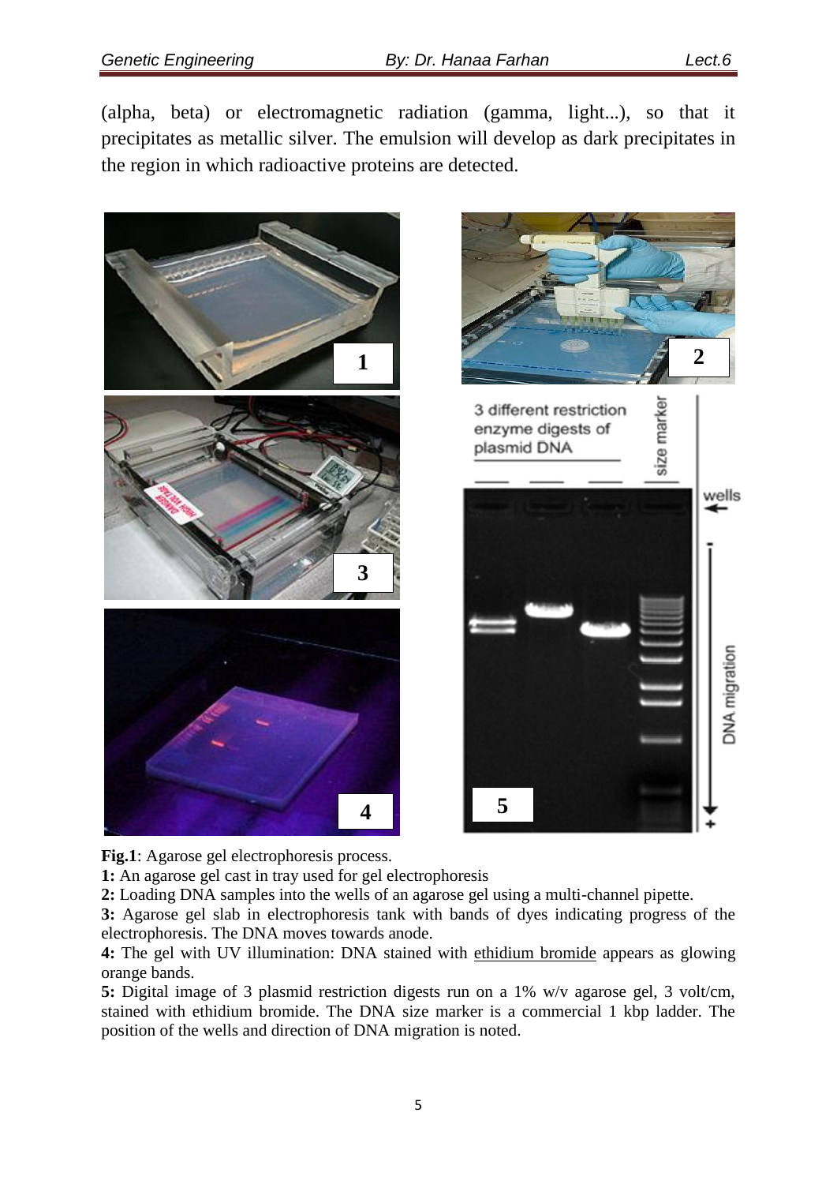(alpha, beta) or electromagnetic radiation (gamma, light...), so that it precipitates as metallic silver. The emulsion will develop as dark precipitates in the region in which radioactive proteins are detected.

**Fig.1**: Agarose gel electrophoresis process.

**1:** An agarose gel cast in tray used for gel electrophoresis

**2:** Loading DNA samples into the wells of an agarose gel using a multi-channel pipette.

**3:** Agarose gel slab in electrophoresis tank with bands of dyes indicating progress of the electrophoresis. The DNA moves towards anode.

**4:** The gel with UV illumination: DNA stained with ethidium bromide appears as glowing orange bands.

**5:** Digital image of 3 plasmid restriction digests run on a 1% w/v agarose gel, 3 volt/cm, stained with ethidium bromide. The DNA size marker is a commercial 1 kbp ladder. The position of the wells and direction of DNA migration is noted.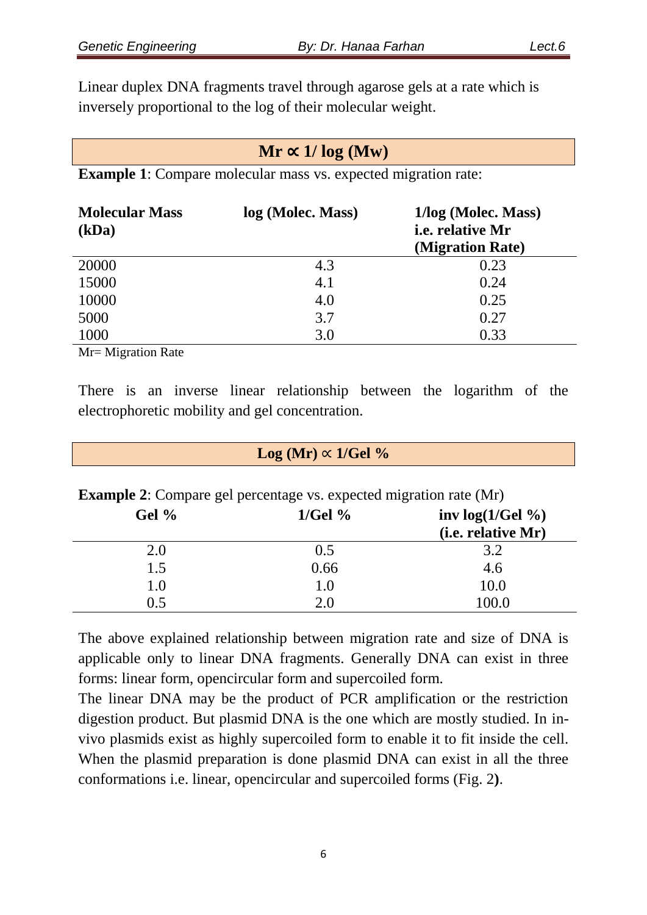Linear duplex DNA fragments travel through agarose gels at a rate which is inversely proportional to the log of their molecular weight.

$$\mathbf{Mr \propto 1/\log(Mw)}$$

**Example 1**: Compare molecular mass vs. expected migration rate:

| Molecular Mass (kDa) | log (Molec. Mass) | 1/log (Molec. Mass) i.e. relative Mr (Migration Rate) |
|---|---|---|
| 20000 | 4.3 | 0.23 |
| 15000 | 4.1 | 0.24 |
| 10000 | 4.0 | 0.25 |
| 5000 | 3.7 | 0.27 |
| 1000 | 3.0 | 0.33 |

Mr= Migration Rate

There is an inverse linear relationship between the logarithm of the electrophoretic mobility and gel concentration.

$$\mathbf{\log(Mr) \propto 1/Gel\ \%}$$

**Example 2**: Compare gel percentage vs. expected migration rate (Mr)

| Gel % | 1/Gel % | inv log(1/Gel %) (i.e. relative Mr) |
|---|---|---|
| 2.0 | 0.5 | 3.2 |
| 1.5 | 0.66 | 4.6 |
| 1.0 | 1.0 | 10.0 |
| 0.5 | 2.0 | 100.0 |

The above explained relationship between migration rate and size of DNA is applicable only to linear DNA fragments. Generally DNA can exist in three forms: linear form, opencircular form and supercoiled form.

The linear DNA may be the product of PCR amplification or the restriction digestion product. But plasmid DNA is the one which are mostly studied. In-vivo plasmids exist as highly supercoiled form to enable it to fit inside the cell. When the plasmid preparation is done plasmid DNA can exist in all the three conformations i.e. linear, opencircular and supercoiled forms (Fig. 2**)**.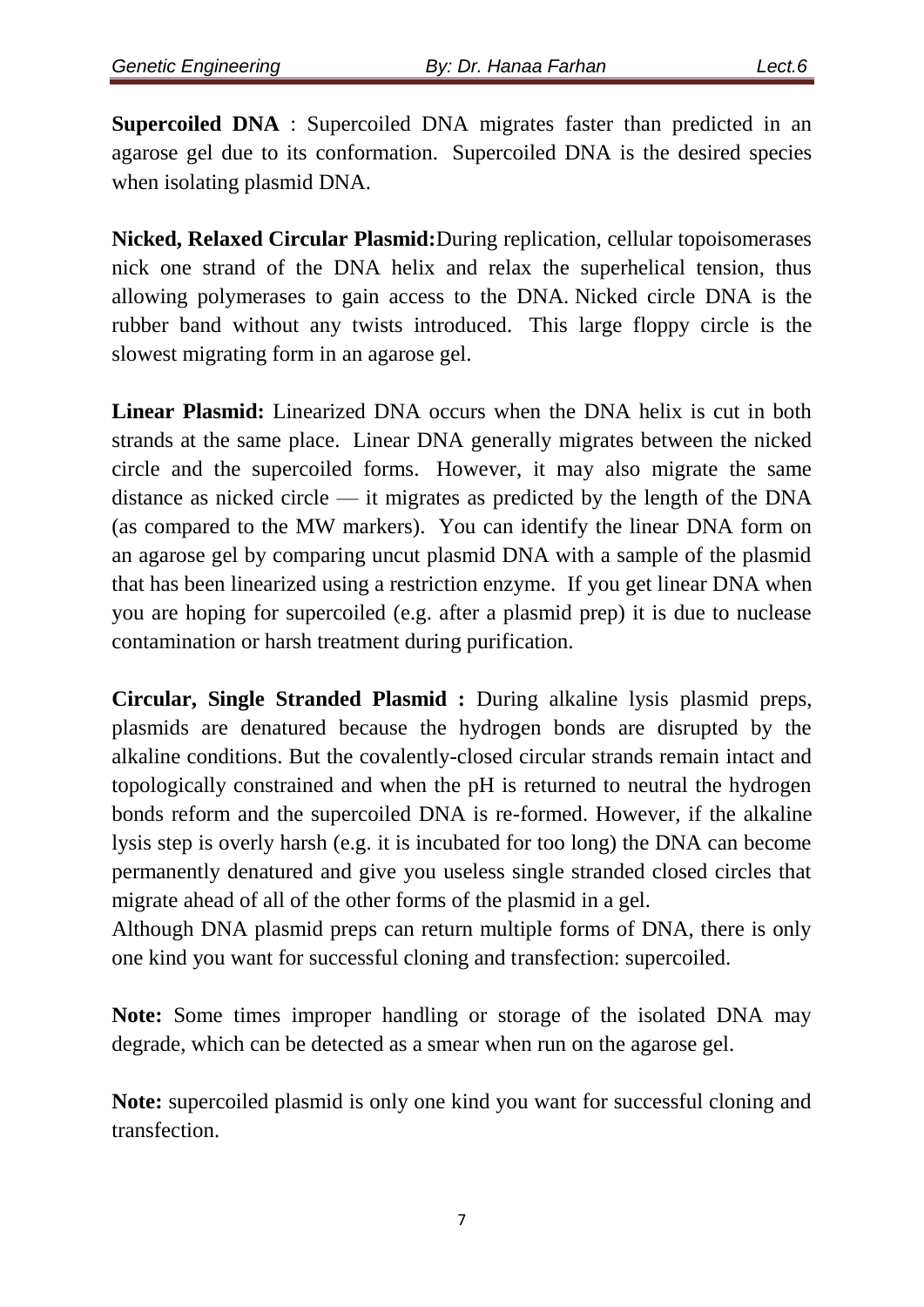**Supercoiled DNA** : Supercoiled DNA migrates faster than predicted in an agarose gel due to its conformation. Supercoiled DNA is the desired species when isolating plasmid DNA.

**Nicked, Relaxed Circular Plasmid:** During replication, cellular topoisomerases nick one strand of the DNA helix and relax the superhelical tension, thus allowing polymerases to gain access to the DNA. Nicked circle DNA is the rubber band without any twists introduced. This large floppy circle is the slowest migrating form in an agarose gel.

**Linear Plasmid:** Linearized DNA occurs when the DNA helix is cut in both strands at the same place. Linear DNA generally migrates between the nicked circle and the supercoiled forms. However, it may also migrate the same distance as nicked circle — it migrates as predicted by the length of the DNA (as compared to the MW markers). You can identify the linear DNA form on an agarose gel by comparing uncut plasmid DNA with a sample of the plasmid that has been linearized using a restriction enzyme. If you get linear DNA when you are hoping for supercoiled (e.g. after a plasmid prep) it is due to nuclease contamination or harsh treatment during purification.

**Circular, Single Stranded Plasmid :** During alkaline lysis plasmid preps, plasmids are denatured because the hydrogen bonds are disrupted by the alkaline conditions. But the covalently-closed circular strands remain intact and topologically constrained and when the pH is returned to neutral the hydrogen bonds reform and the supercoiled DNA is re-formed. However, if the alkaline lysis step is overly harsh (e.g. it is incubated for too long) the DNA can become permanently denatured and give you useless single stranded closed circles that migrate ahead of all of the other forms of the plasmid in a gel.
Although DNA plasmid preps can return multiple forms of DNA, there is only one kind you want for successful cloning and transfection: supercoiled.

**Note:** Some times improper handling or storage of the isolated DNA may degrade, which can be detected as a smear when run on the agarose gel.

**Note:** supercoiled plasmid is only one kind you want for successful cloning and transfection.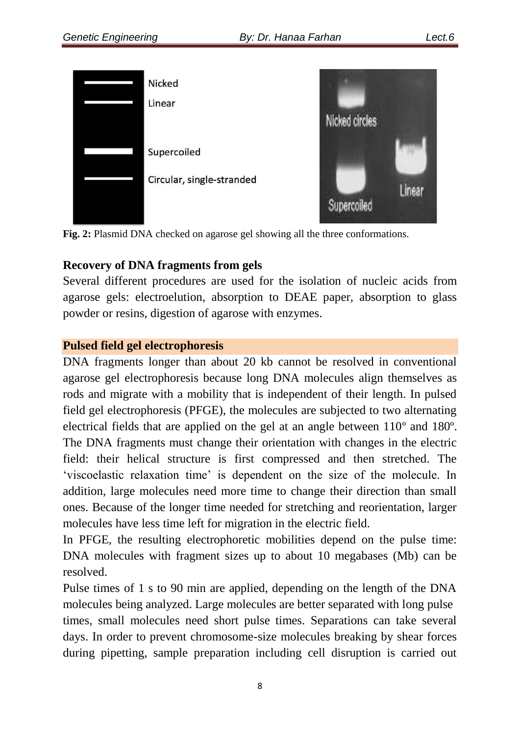Fig. 2: Plasmid DNA checked on agarose gel showing all the three conformations.

**Recovery of DNA fragments from gels**

Several different procedures are used for the isolation of nucleic acids from agarose gels: electroelution, absorption to DEAE paper, absorption to glass powder or resins, digestion of agarose with enzymes.

**Pulsed field gel electrophoresis**

DNA fragments longer than about 20 kb cannot be resolved in conventional agarose gel electrophoresis because long DNA molecules align themselves as rods and migrate with a mobility that is independent of their length. In pulsed field gel electrophoresis (PFGE), the molecules are subjected to two alternating electrical fields that are applied on the gel at an angle between 110º and 180º. The DNA fragments must change their orientation with changes in the electric field: their helical structure is first compressed and then stretched. The 'viscoelastic relaxation time' is dependent on the size of the molecule. In addition, large molecules need more time to change their direction than small ones. Because of the longer time needed for stretching and reorientation, larger molecules have less time left for migration in the electric field.

In PFGE, the resulting electrophoretic mobilities depend on the pulse time: DNA molecules with fragment sizes up to about 10 megabases (Mb) can be resolved.

Pulse times of 1 s to 90 min are applied, depending on the length of the DNA molecules being analyzed. Large molecules are better separated with long pulse times, small molecules need short pulse times. Separations can take several days. In order to prevent chromosome-size molecules breaking by shear forces during pipetting, sample preparation including cell disruption is carried out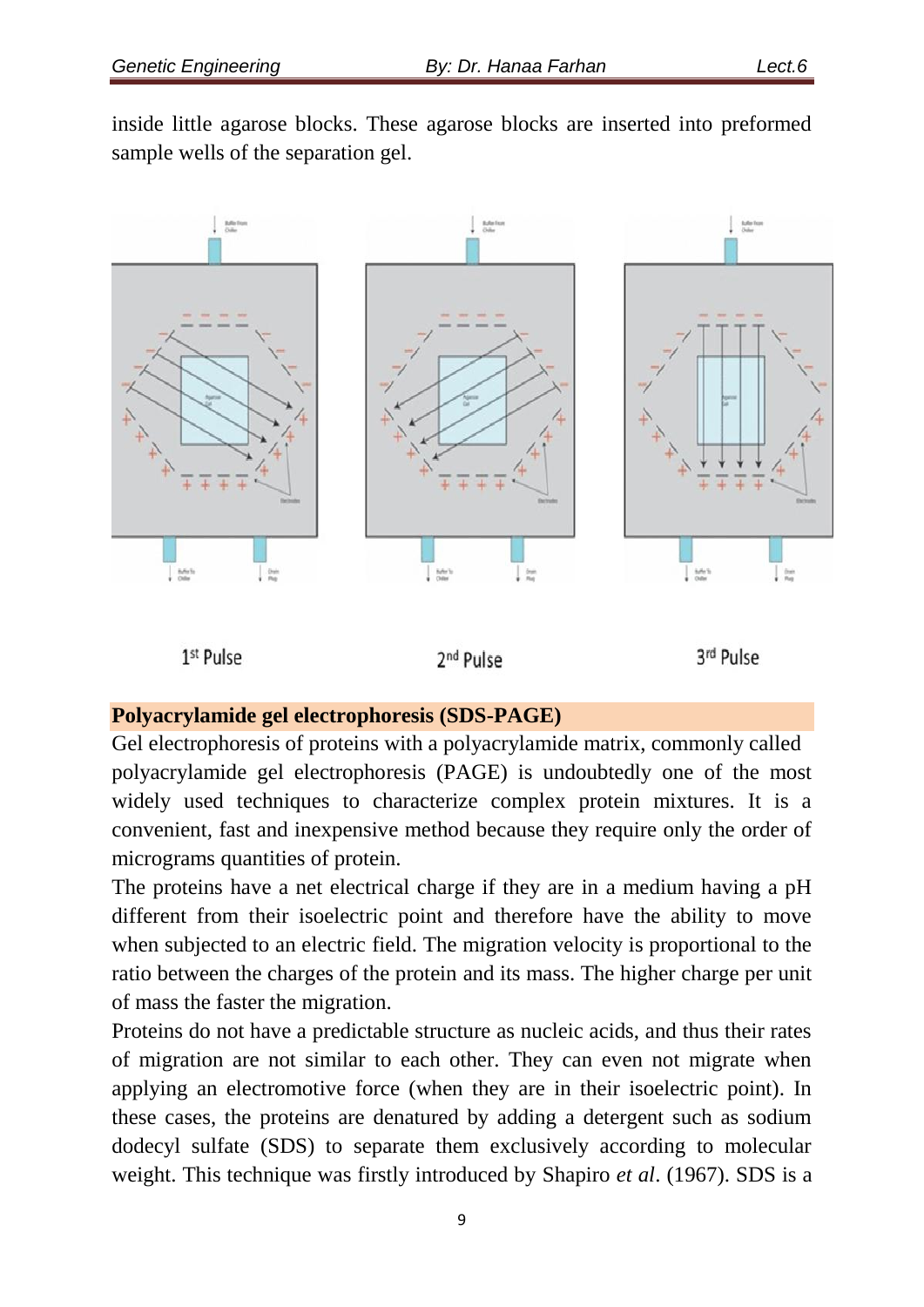inside little agarose blocks. These agarose blocks are inserted into preformed sample wells of the separation gel.

1st Pulse 2nd Pulse 3rd Pulse

## Polyacrylamide gel electrophoresis (SDS-PAGE)

Gel electrophoresis of proteins with a polyacrylamide matrix, commonly called polyacrylamide gel electrophoresis (PAGE) is undoubtedly one of the most widely used techniques to characterize complex protein mixtures. It is a convenient, fast and inexpensive method because they require only the order of micrograms quantities of protein.

The proteins have a net electrical charge if they are in a medium having a pH different from their isoelectric point and therefore have the ability to move when subjected to an electric field. The migration velocity is proportional to the ratio between the charges of the protein and its mass. The higher charge per unit of mass the faster the migration.

Proteins do not have a predictable structure as nucleic acids, and thus their rates of migration are not similar to each other. They can even not migrate when applying an electromotive force (when they are in their isoelectric point). In these cases, the proteins are denatured by adding a detergent such as sodium dodecyl sulfate (SDS) to separate them exclusively according to molecular weight. This technique was firstly introduced by Shapiro *et al*. (1967). SDS is a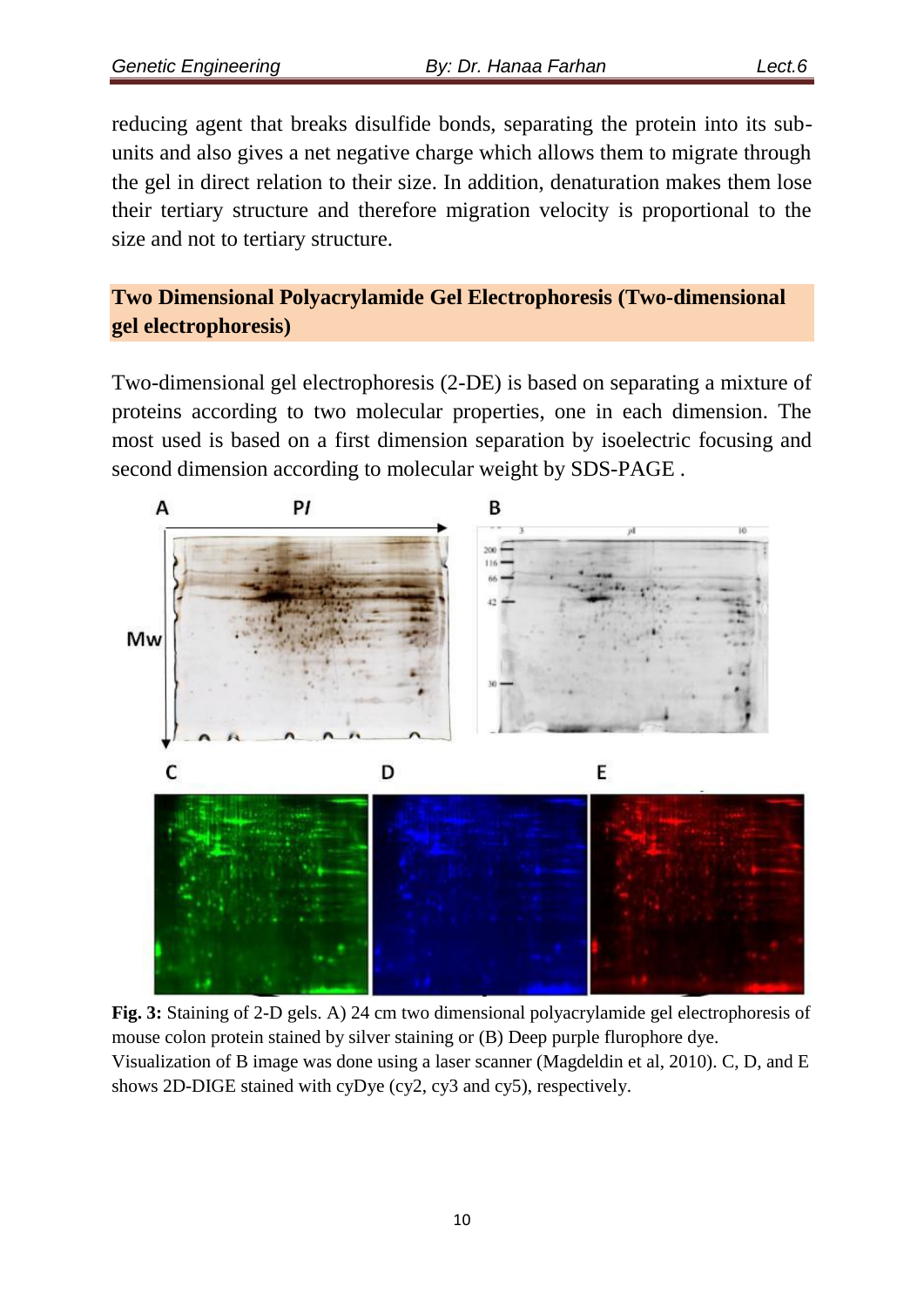reducing agent that breaks disulfide bonds, separating the protein into its sub-units and also gives a net negative charge which allows them to migrate through the gel in direct relation to their size. In addition, denaturation makes them lose their tertiary structure and therefore migration velocity is proportional to the size and not to tertiary structure.

## Two Dimensional Polyacrylamide Gel Electrophoresis (Two-dimensional gel electrophoresis)

Two-dimensional gel electrophoresis (2-DE) is based on separating a mixture of proteins according to two molecular properties, one in each dimension. The most used is based on a first dimension separation by isoelectric focusing and second dimension according to molecular weight by SDS-PAGE .

A
PI
Mw
B
3
pI
10
200
116
66
42
30
C
D
E

**Fig. 3:** Staining of 2-D gels. A) 24 cm two dimensional polyacrylamide gel electrophoresis of mouse colon protein stained by silver staining or (B) Deep purple flurophore dye. Visualization of B image was done using a laser scanner (Magdeldin et al, 2010). C, D, and E shows 2D-DIGE stained with cyDye (cy2, cy3 and cy5), respectively.